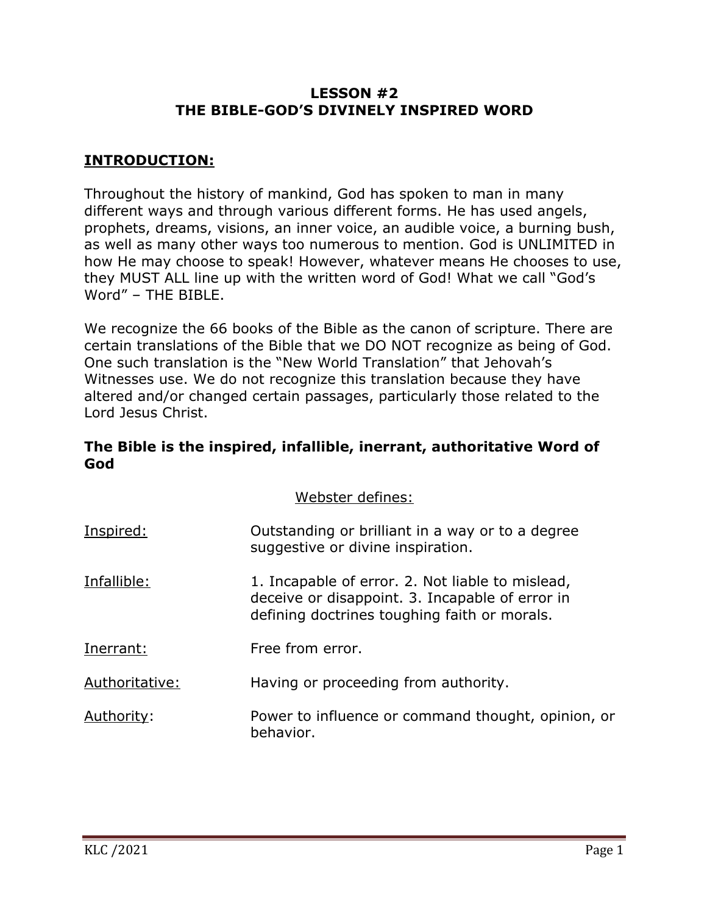# LESSON #2
# THE BIBLE-GOD'S DIVINELY INSPIRED WORD

## INTRODUCTION:

Throughout the history of mankind, God has spoken to man in many different ways and through various different forms. He has used angels, prophets, dreams, visions, an inner voice, an audible voice, a burning bush, as well as many other ways too numerous to mention. God is UNLIMITED in how He may choose to speak! However, whatever means He chooses to use, they MUST ALL line up with the written word of God! What we call "God's Word" – THE BIBLE.

We recognize the 66 books of the Bible as the canon of scripture. There are certain translations of the Bible that we DO NOT recognize as being of God. One such translation is the "New World Translation" that Jehovah's Witnesses use. We do not recognize this translation because they have altered and/or changed certain passages, particularly those related to the Lord Jesus Christ.

**The Bible is the inspired, infallible, inerrant, authoritative Word of God**

Webster defines:

| | |
|---|---|
| Inspired: | Outstanding or brilliant in a way or to a degree suggestive or divine inspiration. |
| Infallible: | 1. Incapable of error. 2. Not liable to mislead, deceive or disappoint. 3. Incapable of error in defining doctrines toughing faith or morals. |
| Inerrant: | Free from error. |
| Authoritative: | Having or proceeding from authority. |
| Authority: | Power to influence or command thought, opinion, or behavior. |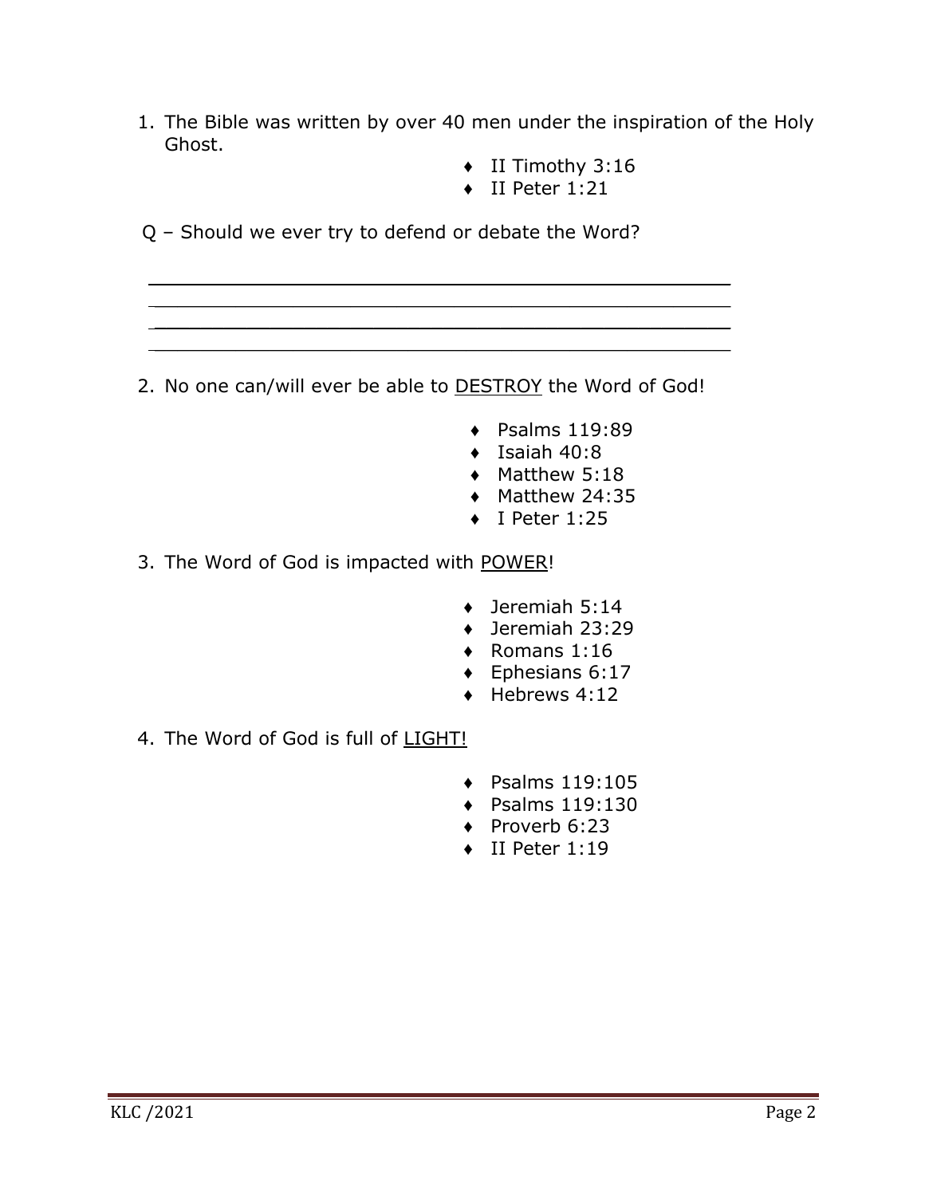1. The Bible was written by over 40 men under the inspiration of the Holy Ghost.

    - II Timothy 3:16
    - II Peter 1:21

Q – Should we ever try to defend or debate the Word?

______________________________________________________
______________________________________________________
______________________________________________________
______________________________________________________

2. No one can/will ever be able to <u>DESTROY</u> the Word of God!

    - Psalms 119:89
    - Isaiah 40:8
    - Matthew 5:18
    - Matthew 24:35
    - I Peter 1:25

3. The Word of God is impacted with <u>POWER</u>!

    - Jeremiah 5:14
    - Jeremiah 23:29
    - Romans 1:16
    - Ephesians 6:17
    - Hebrews 4:12

4. The Word of God is full of <u>LIGHT!</u>

    - Psalms 119:105
    - Psalms 119:130
    - Proverb 6:23
    - II Peter 1:19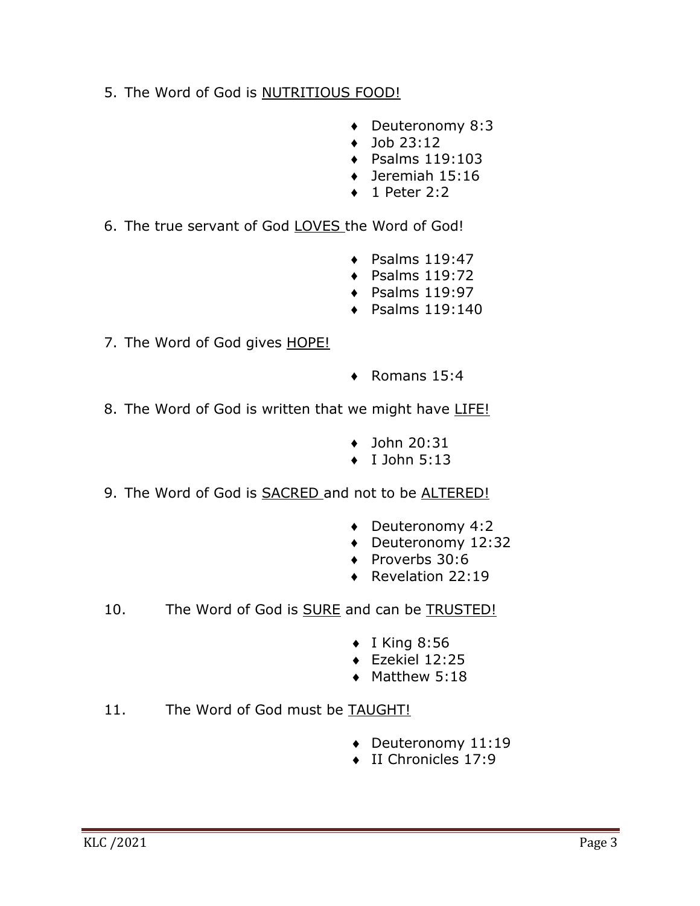5. The Word of God is <u>NUTRITIOUS FOOD!</u>

   - Deuteronomy 8:3
   - Job 23:12
   - Psalms 119:103
   - Jeremiah 15:16
   - 1 Peter 2:2

6. The true servant of God <u>LOVES</u> the Word of God!

   - Psalms 119:47
   - Psalms 119:72
   - Psalms 119:97
   - Psalms 119:140

7. The Word of God gives <u>HOPE!</u>

   - Romans 15:4

8. The Word of God is written that we might have <u>LIFE!</u>

   - John 20:31
   - I John 5:13

9. The Word of God is <u>SACRED</u> and not to be <u>ALTERED!</u>

   - Deuteronomy 4:2
   - Deuteronomy 12:32
   - Proverbs 30:6
   - Revelation 22:19

10. The Word of God is <u>SURE</u> and can be <u>TRUSTED!</u>

    - I King 8:56
    - Ezekiel 12:25
    - Matthew 5:18

11. The Word of God must be <u>TAUGHT!</u>

    - Deuteronomy 11:19
    - II Chronicles 17:9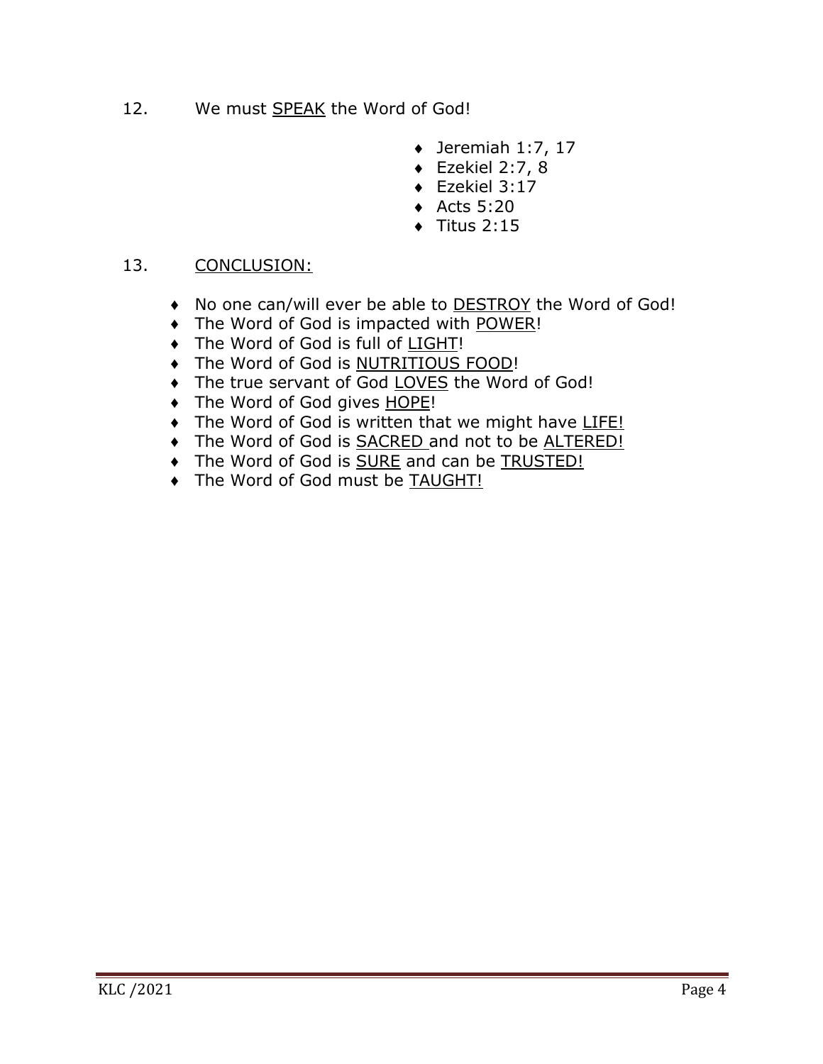12. We must <u>SPEAK</u> the Word of God!

    - Jeremiah 1:7, 17
    - Ezekiel 2:7, 8
    - Ezekiel 3:17
    - Acts 5:20
    - Titus 2:15

13. <u>CONCLUSION:</u>

    - No one can/will ever be able to <u>DESTROY</u> the Word of God!
    - The Word of God is impacted with <u>POWER</u>!
    - The Word of God is full of <u>LIGHT</u>!
    - The Word of God is <u>NUTRITIOUS FOOD</u>!
    - The true servant of God <u>LOVES</u> the Word of God!
    - The Word of God gives <u>HOPE</u>!
    - The Word of God is written that we might have <u>LIFE!</u>
    - The Word of God is <u>SACRED</u> and not to be <u>ALTERED!</u>
    - The Word of God is <u>SURE</u> and can be <u>TRUSTED!</u>
    - The Word of God must be <u>TAUGHT!</u>